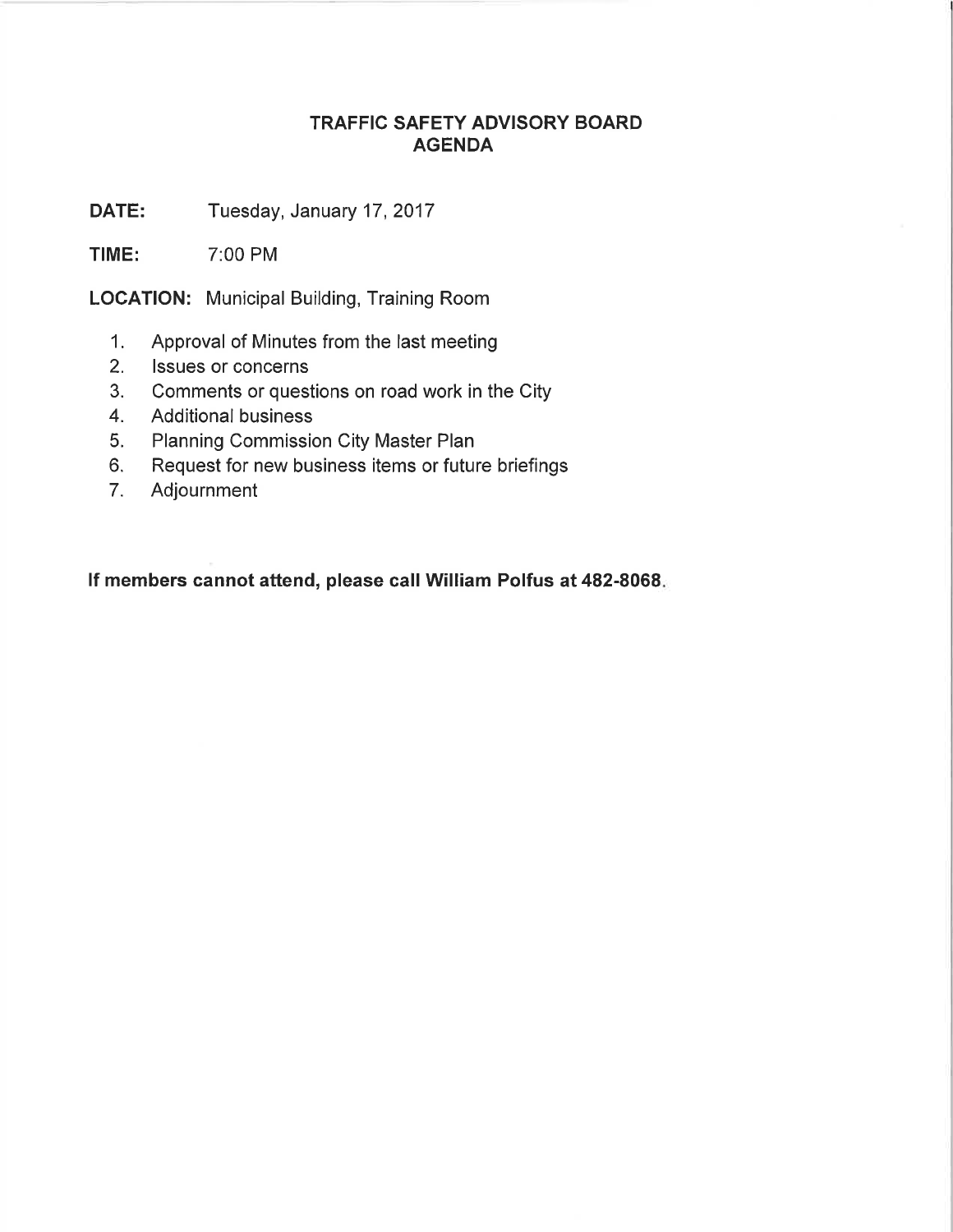# TRAFFIC SAFETY ADVISORY BOARD
# AGENDA

**DATE:** Tuesday, January 17, 2017

**TIME:** 7:00 PM

**LOCATION:** Municipal Building, Training Room

1. Approval of Minutes from the last meeting
2. Issues or concerns
3. Comments or questions on road work in the City
4. Additional business
5. Planning Commission City Master Plan
6. Request for new business items or future briefings
7. Adjournment

**If members cannot attend, please call William Polfus at 482-8068.**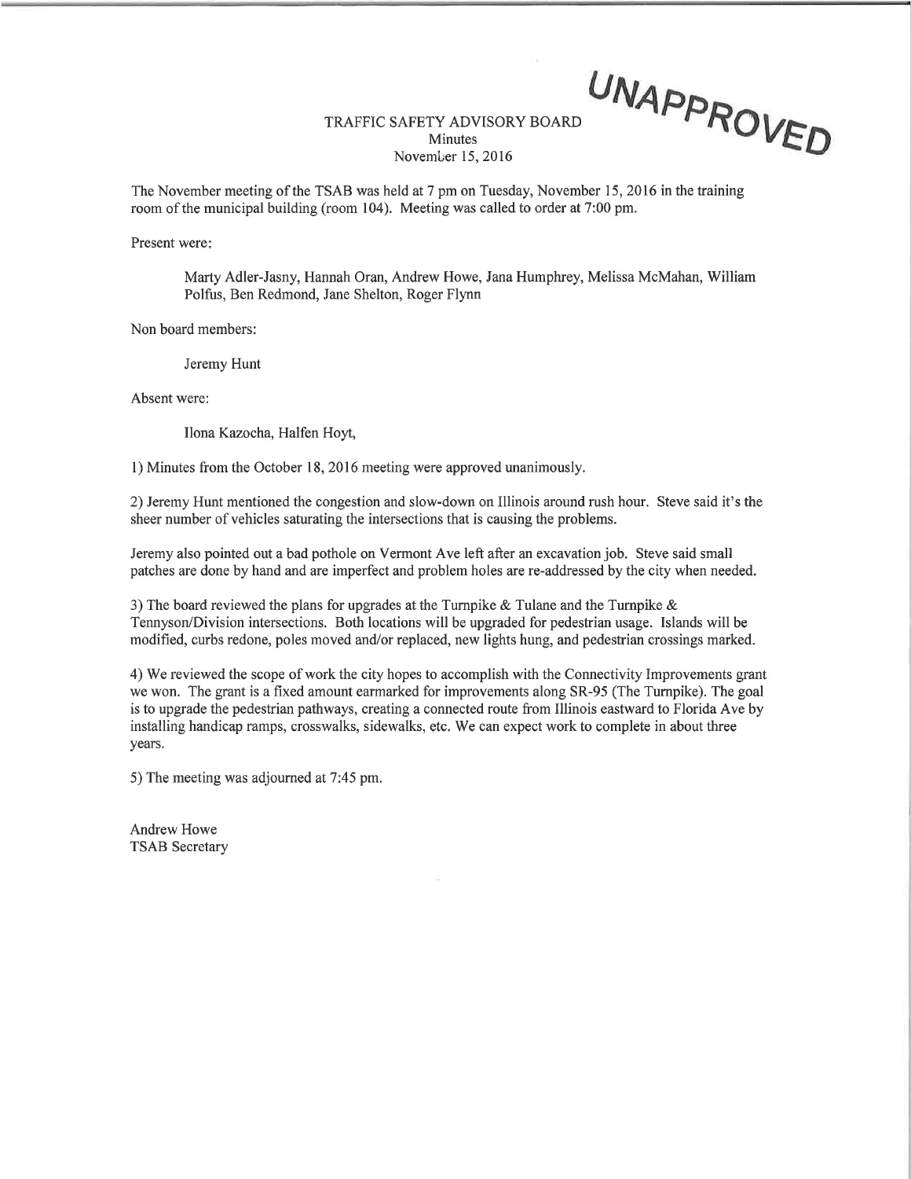UNAPPROVED

# TRAFFIC SAFETY ADVISORY BOARD

## Minutes

## November 15, 2016

The November meeting of the TSAB was held at 7 pm on Tuesday, November 15, 2016 in the training room of the municipal building (room 104). Meeting was called to order at 7:00 pm.

Present were:

> Marty Adler-Jasny, Hannah Oran, Andrew Howe, Jana Humphrey, Melissa McMahan, William Polfus, Ben Redmond, Jane Shelton, Roger Flynn

Non board members:

> Jeremy Hunt

Absent were:

> Ilona Kazocha, Halfen Hoyt,

1) Minutes from the October 18, 2016 meeting were approved unanimously.

2) Jeremy Hunt mentioned the congestion and slow-down on Illinois around rush hour. Steve said it's the sheer number of vehicles saturating the intersections that is causing the problems.

Jeremy also pointed out a bad pothole on Vermont Ave left after an excavation job. Steve said small patches are done by hand and are imperfect and problem holes are re-addressed by the city when needed.

3) The board reviewed the plans for upgrades at the Turnpike & Tulane and the Turnpike & Tennyson/Division intersections. Both locations will be upgraded for pedestrian usage. Islands will be modified, curbs redone, poles moved and/or replaced, new lights hung, and pedestrian crossings marked.

4) We reviewed the scope of work the city hopes to accomplish with the Connectivity Improvements grant we won. The grant is a fixed amount earmarked for improvements along SR-95 (The Turnpike). The goal is to upgrade the pedestrian pathways, creating a connected route from Illinois eastward to Florida Ave by installing handicap ramps, crosswalks, sidewalks, etc. We can expect work to complete in about three years.

5) The meeting was adjourned at 7:45 pm.

Andrew Howe
TSAB Secretary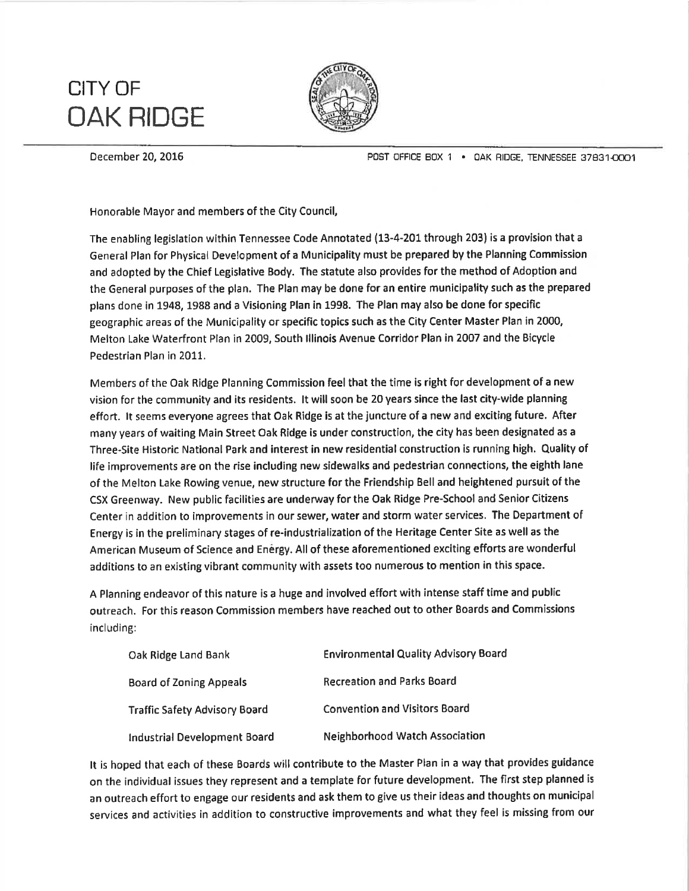# CITY OF
# OAK RIDGE

December 20, 2016

POST OFFICE BOX 1 • OAK RIDGE, TENNESSEE 37831-0001

Honorable Mayor and members of the City Council,

The enabling legislation within Tennessee Code Annotated (13-4-201 through 203) is a provision that a General Plan for Physical Development of a Municipality must be prepared by the Planning Commission and adopted by the Chief Legislative Body. The statute also provides for the method of Adoption and the General purposes of the plan. The Plan may be done for an entire municipality such as the prepared plans done in 1948, 1988 and a Visioning Plan in 1998. The Plan may also be done for specific geographic areas of the Municipality or specific topics such as the City Center Master Plan in 2000, Melton Lake Waterfront Plan in 2009, South Illinois Avenue Corridor Plan in 2007 and the Bicycle Pedestrian Plan in 2011.

Members of the Oak Ridge Planning Commission feel that the time is right for development of a new vision for the community and its residents. It will soon be 20 years since the last city-wide planning effort. It seems everyone agrees that Oak Ridge is at the juncture of a new and exciting future. After many years of waiting Main Street Oak Ridge is under construction, the city has been designated as a Three-Site Historic National Park and interest in new residential construction is running high. Quality of life improvements are on the rise including new sidewalks and pedestrian connections, the eighth lane of the Melton Lake Rowing venue, new structure for the Friendship Bell and heightened pursuit of the CSX Greenway. New public facilities are underway for the Oak Ridge Pre-School and Senior Citizens Center in addition to improvements in our sewer, water and storm water services. The Department of Energy is in the preliminary stages of re-industrialization of the Heritage Center Site as well as the American Museum of Science and Enĕrgy. All of these aforementioned exciting efforts are wonderful additions to an existing vibrant community with assets too numerous to mention in this space.

A Planning endeavor of this nature is a huge and involved effort with intense staff time and public outreach. For this reason Commission members have reached out to other Boards and Commissions including:

| | |
|---|---|
| Oak Ridge Land Bank | Environmental Quality Advisory Board |
| Board of Zoning Appeals | Recreation and Parks Board |
| Traffic Safety Advisory Board | Convention and Visitors Board |
| Industrial Development Board | Neighborhood Watch Association |

It is hoped that each of these Boards will contribute to the Master Plan in a way that provides guidance on the individual issues they represent and a template for future development. The first step planned is an outreach effort to engage our residents and ask them to give us their ideas and thoughts on municipal services and activities in addition to constructive improvements and what they feel is missing from our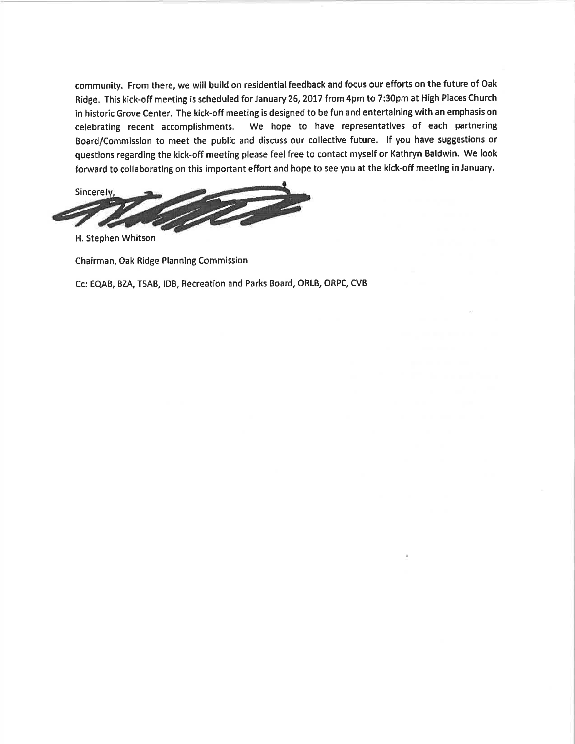community. From there, we will build on residential feedback and focus our efforts on the future of Oak Ridge. This kick-off meeting is scheduled for January 26, 2017 from 4pm to 7:30pm at High Places Church in historic Grove Center. The kick-off meeting is designed to be fun and entertaining with an emphasis on celebrating recent accomplishments. We hope to have representatives of each partnering Board/Commission to meet the public and discuss our collective future. If you have suggestions or questions regarding the kick-off meeting please feel free to contact myself or Kathryn Baldwin. We look forward to collaborating on this important effort and hope to see you at the kick-off meeting in January.

Sincerely,

H. Stephen Whitson

Chairman, Oak Ridge Planning Commission

Cc: EQAB, BZA, TSAB, IDB, Recreation and Parks Board, ORLB, ORPC, CVB